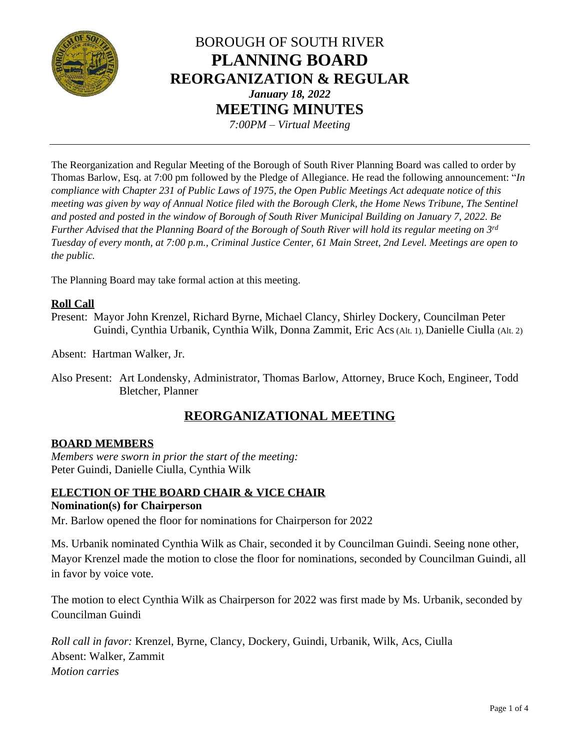# BOROUGH OF SOUTH RIVER
# PLANNING BOARD
## REORGANIZATION & REGULAR

***January 18, 2022***

## MEETING MINUTES

*7:00PM – Virtual Meeting*

---

The Reorganization and Regular Meeting of the Borough of South River Planning Board was called to order by Thomas Barlow, Esq. at 7:00 pm followed by the Pledge of Allegiance. He read the following announcement: "*In compliance with Chapter 231 of Public Laws of 1975, the Open Public Meetings Act adequate notice of this meeting was given by way of Annual Notice filed with the Borough Clerk, the Home News Tribune, The Sentinel and posted and posted in the window of Borough of South River Municipal Building on January 7, 2022. Be Further Advised that the Planning Board of the Borough of South River will hold its regular meeting on 3rd Tuesday of every month, at 7:00 p.m., Criminal Justice Center, 61 Main Street, 2nd Level. Meetings are open to the public.*

The Planning Board may take formal action at this meeting.

**Roll Call**

Present: Mayor John Krenzel, Richard Byrne, Michael Clancy, Shirley Dockery, Councilman Peter Guindi, Cynthia Urbanik, Cynthia Wilk, Donna Zammit, Eric Acs (Alt. 1), Danielle Ciulla (Alt. 2)

Absent: Hartman Walker, Jr.

Also Present: Art Londensky, Administrator, Thomas Barlow, Attorney, Bruce Koch, Engineer, Todd Bletcher, Planner

## REORGANIZATIONAL MEETING

### BOARD MEMBERS

*Members were sworn in prior the start of the meeting:*
Peter Guindi, Danielle Ciulla, Cynthia Wilk

### ELECTION OF THE BOARD CHAIR & VICE CHAIR

**Nomination(s) for Chairperson**

Mr. Barlow opened the floor for nominations for Chairperson for 2022

Ms. Urbanik nominated Cynthia Wilk as Chair, seconded it by Councilman Guindi. Seeing none other, Mayor Krenzel made the motion to close the floor for nominations, seconded by Councilman Guindi, all in favor by voice vote.

The motion to elect Cynthia Wilk as Chairperson for 2022 was first made by Ms. Urbanik, seconded by Councilman Guindi

*Roll call in favor:* Krenzel, Byrne, Clancy, Dockery, Guindi, Urbanik, Wilk, Acs, Ciulla
Absent: Walker, Zammit
*Motion carries*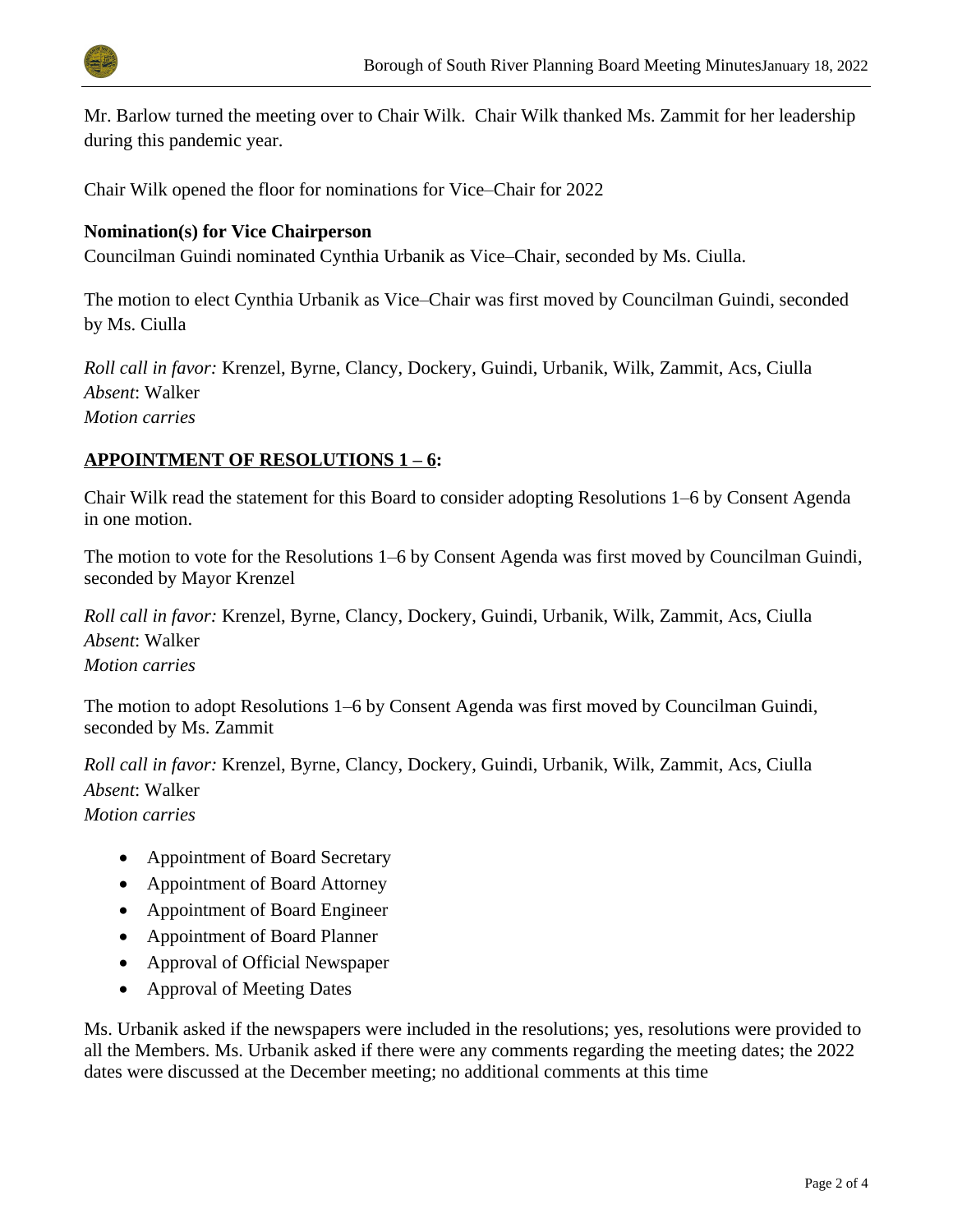Mr. Barlow turned the meeting over to Chair Wilk. Chair Wilk thanked Ms. Zammit for her leadership during this pandemic year.

Chair Wilk opened the floor for nominations for Vice–Chair for 2022

**Nomination(s) for Vice Chairperson**

Councilman Guindi nominated Cynthia Urbanik as Vice–Chair, seconded by Ms. Ciulla.

The motion to elect Cynthia Urbanik as Vice–Chair was first moved by Councilman Guindi, seconded by Ms. Ciulla

*Roll call in favor:* Krenzel, Byrne, Clancy, Dockery, Guindi, Urbanik, Wilk, Zammit, Acs, Ciulla
*Absent*: Walker
*Motion carries*

**APPOINTMENT OF RESOLUTIONS 1 – 6:**

Chair Wilk read the statement for this Board to consider adopting Resolutions 1–6 by Consent Agenda in one motion.

The motion to vote for the Resolutions 1–6 by Consent Agenda was first moved by Councilman Guindi, seconded by Mayor Krenzel

*Roll call in favor:* Krenzel, Byrne, Clancy, Dockery, Guindi, Urbanik, Wilk, Zammit, Acs, Ciulla
*Absent*: Walker
*Motion carries*

The motion to adopt Resolutions 1–6 by Consent Agenda was first moved by Councilman Guindi, seconded by Ms. Zammit

*Roll call in favor:* Krenzel, Byrne, Clancy, Dockery, Guindi, Urbanik, Wilk, Zammit, Acs, Ciulla
*Absent*: Walker
*Motion carries*

- Appointment of Board Secretary
- Appointment of Board Attorney
- Appointment of Board Engineer
- Appointment of Board Planner
- Approval of Official Newspaper
- Approval of Meeting Dates

Ms. Urbanik asked if the newspapers were included in the resolutions; yes, resolutions were provided to all the Members. Ms. Urbanik asked if there were any comments regarding the meeting dates; the 2022 dates were discussed at the December meeting; no additional comments at this time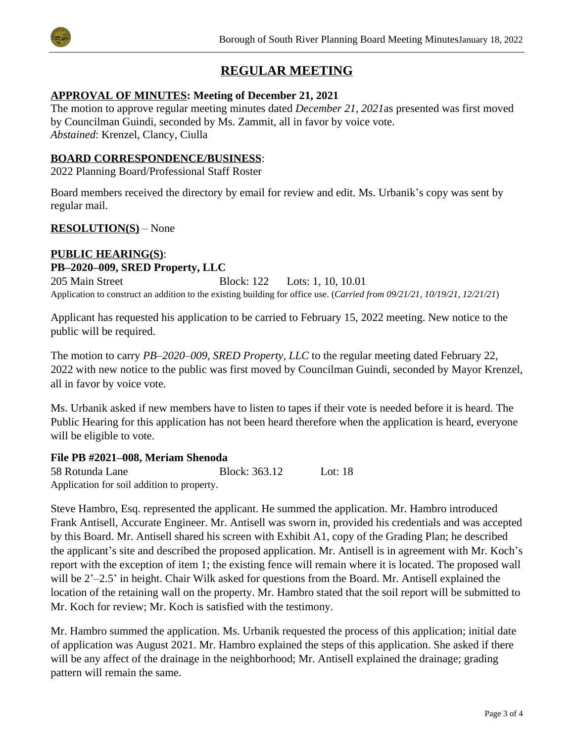# REGULAR MEETING

**APPROVAL OF MINUTES: Meeting of December 21, 2021**

The motion to approve regular meeting minutes dated *December 21, 2021*as presented was first moved by Councilman Guindi, seconded by Ms. Zammit, all in favor by voice vote.
*Abstained*: Krenzel, Clancy, Ciulla

**BOARD CORRESPONDENCE/BUSINESS**:

2022 Planning Board/Professional Staff Roster

Board members received the directory by email for review and edit. Ms. Urbanik's copy was sent by regular mail.

**RESOLUTION(S)** – None

**PUBLIC HEARING(S)**:

**PB–2020–009, SRED Property, LLC**

205 Main Street Block: 122 Lots: 1, 10, 10.01

Application to construct an addition to the existing building for office use. (*Carried from 09/21/21, 10/19/21, 12/21/21*)

Applicant has requested his application to be carried to February 15, 2022 meeting. New notice to the public will be required.

The motion to carry *PB–2020–009, SRED Property, LLC* to the regular meeting dated February 22, 2022 with new notice to the public was first moved by Councilman Guindi, seconded by Mayor Krenzel, all in favor by voice vote.

Ms. Urbanik asked if new members have to listen to tapes if their vote is needed before it is heard. The Public Hearing for this application has not been heard therefore when the application is heard, everyone will be eligible to vote.

**File PB #2021–008, Meriam Shenoda**

58 Rotunda Lane Block: 363.12 Lot: 18

Application for soil addition to property.

Steve Hambro, Esq. represented the applicant. He summed the application. Mr. Hambro introduced Frank Antisell, Accurate Engineer. Mr. Antisell was sworn in, provided his credentials and was accepted by this Board. Mr. Antisell shared his screen with Exhibit A1, copy of the Grading Plan; he described the applicant's site and described the proposed application. Mr. Antisell is in agreement with Mr. Koch's report with the exception of item 1; the existing fence will remain where it is located. The proposed wall will be 2'–2.5' in height. Chair Wilk asked for questions from the Board. Mr. Antisell explained the location of the retaining wall on the property. Mr. Hambro stated that the soil report will be submitted to Mr. Koch for review; Mr. Koch is satisfied with the testimony.

Mr. Hambro summed the application. Ms. Urbanik requested the process of this application; initial date of application was August 2021. Mr. Hambro explained the steps of this application. She asked if there will be any affect of the drainage in the neighborhood; Mr. Antisell explained the drainage; grading pattern will remain the same.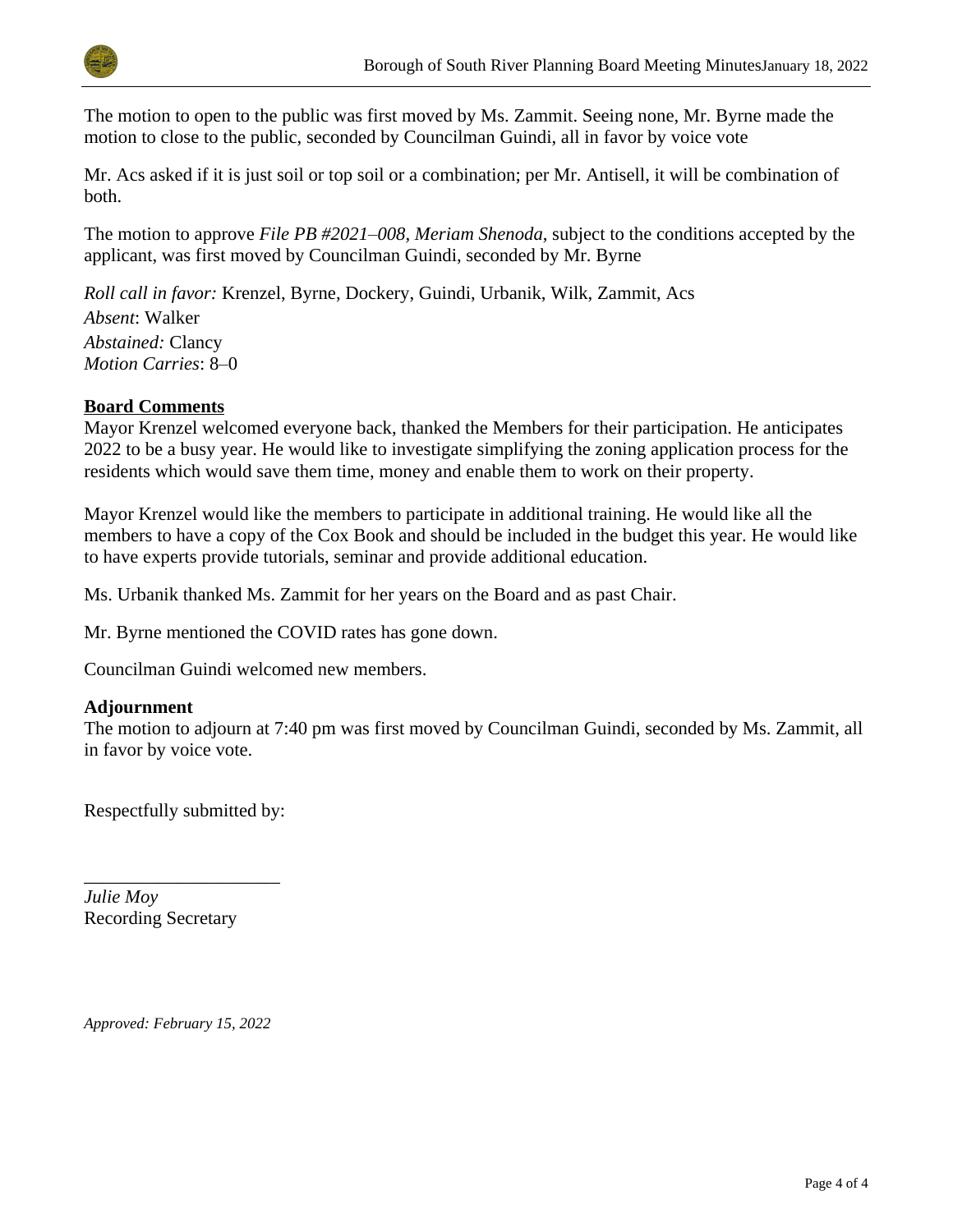The motion to open to the public was first moved by Ms. Zammit. Seeing none, Mr. Byrne made the motion to close to the public, seconded by Councilman Guindi, all in favor by voice vote

Mr. Acs asked if it is just soil or top soil or a combination; per Mr. Antisell, it will be combination of both.

The motion to approve *File PB #2021–008, Meriam Shenoda*, subject to the conditions accepted by the applicant, was first moved by Councilman Guindi, seconded by Mr. Byrne

*Roll call in favor:* Krenzel, Byrne, Dockery, Guindi, Urbanik, Wilk, Zammit, Acs
*Absent*: Walker
*Abstained:* Clancy
*Motion Carries*: 8–0

**Board Comments**

Mayor Krenzel welcomed everyone back, thanked the Members for their participation. He anticipates 2022 to be a busy year. He would like to investigate simplifying the zoning application process for the residents which would save them time, money and enable them to work on their property.

Mayor Krenzel would like the members to participate in additional training. He would like all the members to have a copy of the Cox Book and should be included in the budget this year. He would like to have experts provide tutorials, seminar and provide additional education.

Ms. Urbanik thanked Ms. Zammit for her years on the Board and as past Chair.

Mr. Byrne mentioned the COVID rates has gone down.

Councilman Guindi welcomed new members.

**Adjournment**

The motion to adjourn at 7:40 pm was first moved by Councilman Guindi, seconded by Ms. Zammit, all in favor by voice vote.

Respectfully submitted by:

_____________________
*Julie Moy*
Recording Secretary

*Approved: February 15, 2022*